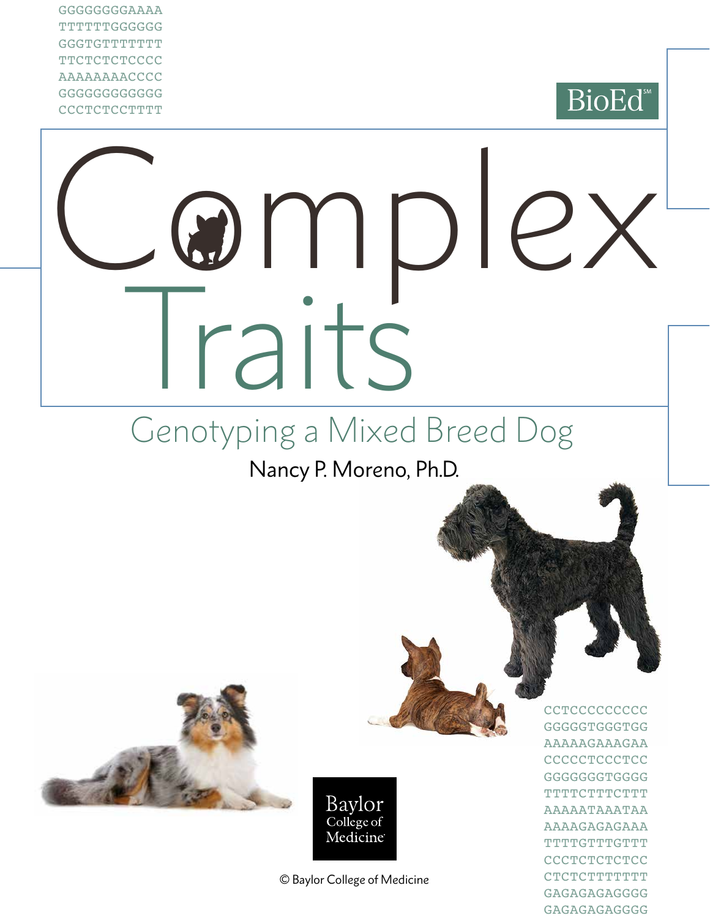GGGGGGGGAAAA
TTTTTTGGGGGG
GGGTGTTTTTTT
TTCTCTCTCCCC
AAAAAAAACCCC
GGGGGGGGGGGG
CCCTCTCCTTTT

BioEd℠

# Complex Traits

## Genotyping a Mixed Breed Dog

Nancy P. Moreno, Ph.D.

CCTCCCCCCCCC
GGGGGTGGGTGG
AAAAAGAAAGAA
CCCCCTCCCTCC
GGGGGGGTGGGG
TTTTCTTTCTTT
AAAAATAAATAA
AAAAGAGAGAAA
TTTTGTTTGTTT
CCCTCTCTCTCC
CTCTCTTTTTTT
GAGAGAGAGGGG
GAGAGAGAGGGG

Baylor College of Medicine

© Baylor College of Medicine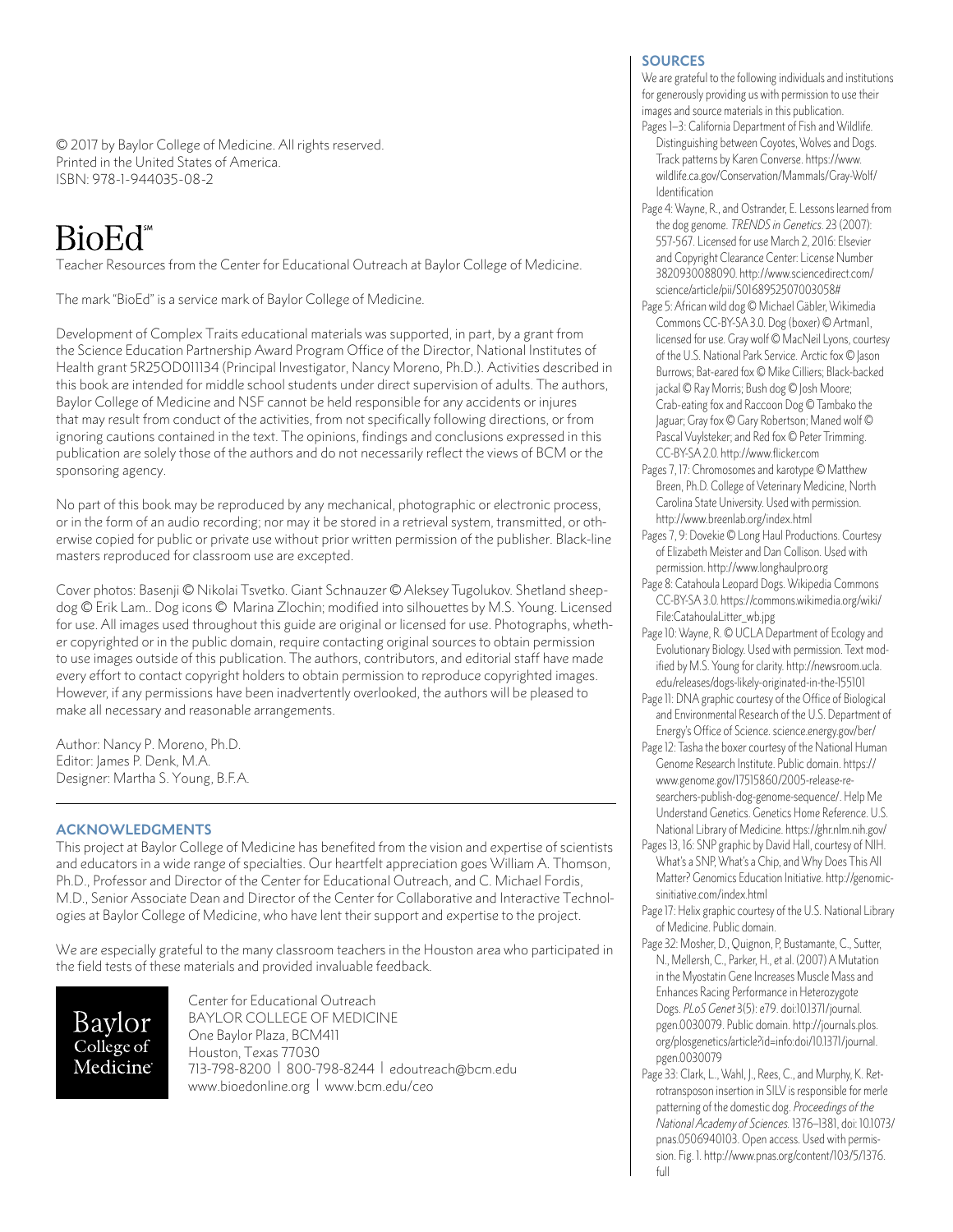© 2017 by Baylor College of Medicine. All rights reserved.
Printed in the United States of America.
ISBN: 978-1-944035-08-2

# BioEd℠

Teacher Resources from the Center for Educational Outreach at Baylor College of Medicine.

The mark "BioEd" is a service mark of Baylor College of Medicine.

Development of Complex Traits educational materials was supported, in part, by a grant from the Science Education Partnership Award Program Office of the Director, National Institutes of Health grant 5R25OD011134 (Principal Investigator, Nancy Moreno, Ph.D.). Activities described in this book are intended for middle school students under direct supervision of adults. The authors, Baylor College of Medicine and NSF cannot be held responsible for any accidents or injures that may result from conduct of the activities, from not specifically following directions, or from ignoring cautions contained in the text. The opinions, findings and conclusions expressed in this publication are solely those of the authors and do not necessarily reflect the views of BCM or the sponsoring agency.

No part of this book may be reproduced by any mechanical, photographic or electronic process, or in the form of an audio recording; nor may it be stored in a retrieval system, transmitted, or otherwise copied for public or private use without prior written permission of the publisher. Black-line masters reproduced for classroom use are excepted.

Cover photos: Basenji © Nikolai Tsvetko. Giant Schnauzer © Aleksey Tugolukov. Shetland sheepdog © Erik Lam.. Dog icons © Marina Zlochin; modified into silhouettes by M.S. Young. Licensed for use. All images used throughout this guide are original or licensed for use. Photographs, whether copyrighted or in the public domain, require contacting original sources to obtain permission to use images outside of this publication. The authors, contributors, and editorial staff have made every effort to contact copyright holders to obtain permission to reproduce copyrighted images. However, if any permissions have been inadvertently overlooked, the authors will be pleased to make all necessary and reasonable arrangements.

Author: Nancy P. Moreno, Ph.D.
Editor: James P. Denk, M.A.
Designer: Martha S. Young, B.F.A.

## ACKNOWLEDGMENTS

This project at Baylor College of Medicine has benefited from the vision and expertise of scientists and educators in a wide range of specialties. Our heartfelt appreciation goes William A. Thomson, Ph.D., Professor and Director of the Center for Educational Outreach, and C. Michael Fordis, M.D., Senior Associate Dean and Director of the Center for Collaborative and Interactive Technologies at Baylor College of Medicine, who have lent their support and expertise to the project.

We are especially grateful to the many classroom teachers in the Houston area who participated in the field tests of these materials and provided invaluable feedback.

Baylor College of Medicine

Center for Educational Outreach
BAYLOR COLLEGE OF MEDICINE
One Baylor Plaza, BCM411
Houston, Texas 77030
713-798-8200 | 800-798-8244 | edoutreach@bcm.edu
www.bioedonline.org | www.bcm.edu/ceo

## SOURCES

We are grateful to the following individuals and institutions for generously providing us with permission to use their images and source materials in this publication.

Pages 1–3: California Department of Fish and Wildlife. Distinguishing between Coyotes, Wolves and Dogs. Track patterns by Karen Converse. https://www.wildlife.ca.gov/Conservation/Mammals/Gray-Wolf/Identification

Page 4: Wayne, R., and Ostrander, E. Lessons learned from the dog genome. *TRENDS in Genetics*. 23 (2007): 557-567. Licensed for use March 2, 2016: Elsevier and Copyright Clearance Center: License Number 3820930088090. http://www.sciencedirect.com/science/article/pii/S0168952507003058#

Page 5: African wild dog © Michael Gäbler, Wikimedia Commons CC-BY-SA 3.0. Dog (boxer) © Artman1, licensed for use. Gray wolf © MacNeil Lyons, courtesy of the U.S. National Park Service. Arctic fox © Jason Burrows; Bat-eared fox © Mike Cilliers; Black-backed jackal © Ray Morris; Bush dog © Josh Moore; Crab-eating fox and Raccoon Dog © Tambako the Jaguar; Gray fox © Gary Robertson; Maned wolf © Pascal Vuylsteker; and Red fox © Peter Trimming. CC-BY-SA 2.0. http://www.flicker.com

Pages 7, 17: Chromosomes and karotype © Matthew Breen, Ph.D. College of Veterinary Medicine, North Carolina State University. Used with permission. http://www.breenlab.org/index.html

Pages 7, 9: Dovekie © Long Haul Productions. Courtesy of Elizabeth Meister and Dan Collison. Used with permission. http://www.longhaulpro.org

Page 8: Catahoula Leopard Dogs. Wikipedia Commons CC-BY-SA 3.0. https://commons.wikimedia.org/wiki/File:CatahoulaLitter_wb.jpg

Page 10: Wayne, R. © UCLA Department of Ecology and Evolutionary Biology. Used with permission. Text modified by M.S. Young for clarity. http://newsroom.ucla.edu/releases/dogs-likely-originated-in-the-155101

Page 11: DNA graphic courtesy of the Office of Biological and Environmental Research of the U.S. Department of Energy's Office of Science. science.energy.gov/ber/

Page 12: Tasha the boxer courtesy of the National Human Genome Research Institute. Public domain. https://www.genome.gov/17515860/2005-release-researchers-publish-dog-genome-sequence/. Help Me Understand Genetics. Genetics Home Reference. U.S. National Library of Medicine. https://ghr.nlm.nih.gov/

Pages 13, 16: SNP graphic by David Hall, courtesy of NIH. What's a SNP, What's a Chip, and Why Does This All Matter? Genomics Education Initiative. http://genomicsinitiative.com/index.html

Page 17: Helix graphic courtesy of the U.S. National Library of Medicine. Public domain.

Page 32: Mosher, D., Quignon, P., Bustamante, C., Sutter, N., Mellersh, C., Parker, H., et al. (2007) A Mutation in the Myostatin Gene Increases Muscle Mass and Enhances Racing Performance in Heterozygote Dogs. *PLoS Genet* 3(5): e79. doi:10.1371/journal.pgen.0030079. Public domain. http://journals.plos.org/plosgenetics/article?id=info:doi/10.1371/journal.pgen.0030079

Page 33: Clark, L., Wahl, J., Rees, C., and Murphy, K. Retrotransposon insertion in SILV is responsible for merle patterning of the domestic dog. *Proceedings of the National Academy of Sciences*. 1376–1381, doi: 10.1073/pnas.0506940103. Open access. Used with permission. Fig. 1. http://www.pnas.org/content/103/5/1376.full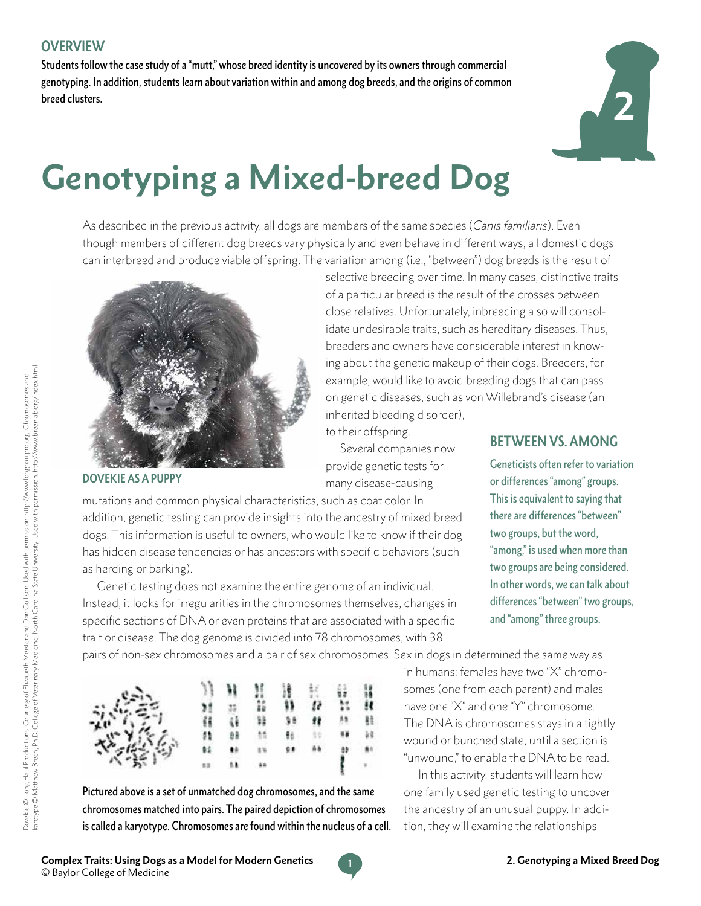## OVERVIEW

**Students follow the case study of a "mutt," whose breed identity is uncovered by its owners through commercial genotyping. In addition, students learn about variation within and among dog breeds, and the origins of common breed clusters.**

# Genotyping a Mixed-breed Dog

As described in the previous activity, all dogs are members of the same species (*Canis familiaris*). Even though members of different dog breeds vary physically and even behave in different ways, all domestic dogs can interbreed and produce viable offspring. The variation among (i.e., "between") dog breeds is the result of selective breeding over time. In many cases, distinctive traits of a particular breed is the result of the crosses between close relatives. Unfortunately, inbreeding also will consolidate undesirable traits, such as hereditary diseases. Thus, breeders and owners have considerable interest in knowing about the genetic makeup of their dogs. Breeders, for example, would like to avoid breeding dogs that can pass on genetic diseases, such as von Willebrand's disease (an inherited bleeding disorder), to their offspring.

**DOVEKIE AS A PUPPY**

Several companies now provide genetic tests for many disease-causing mutations and common physical characteristics, such as coat color. In addition, genetic testing can provide insights into the ancestry of mixed breed dogs. This information is useful to owners, who would like to know if their dog has hidden disease tendencies or has ancestors with specific behaviors (such as herding or barking).

Genetic testing does not examine the entire genome of an individual. Instead, it looks for irregularities in the chromosomes themselves, changes in specific sections of DNA or even proteins that are associated with a specific trait or disease. The dog genome is divided into 78 chromosomes, with 38 pairs of non-sex chromosomes and a pair of sex chromosomes. Sex in dogs in determined the same way as in humans: females have two "X" chromosomes (one from each parent) and males have one "X" and one "Y" chromosome. The DNA is chromosomes stays in a tightly wound or bunched state, until a section is "unwound," to enable the DNA to be read.

In this activity, students will learn how one family used genetic testing to uncover the ancestry of an unusual puppy. In addition, they will examine the relationships

### BETWEEN VS. AMONG

**Geneticists often refer to variation or differences "among" groups. This is equivalent to saying that there are differences "between" two groups, but the word, "among," is used when more than two groups are being considered. In other words, we can talk about differences "between" two groups, and "among" three groups.**

**Pictured above is a set of unmatched dog chromosomes, and the same chromosomes matched into pairs. The paired depiction of chromosomes is called a karyotype. Chromosomes are found within the nucleus of a cell.**

Dovekie © Long Haul Productions. Courtesy of Elizabeth Meister and Dan Collison. Used with permission. http://www.longhaulpro.org. Chromosomes and karyotype © Matthew Breen, Ph.D. College of Veterinary Medicine, North Carolina State University. Used with permission. http://www.breenlab.org/index.html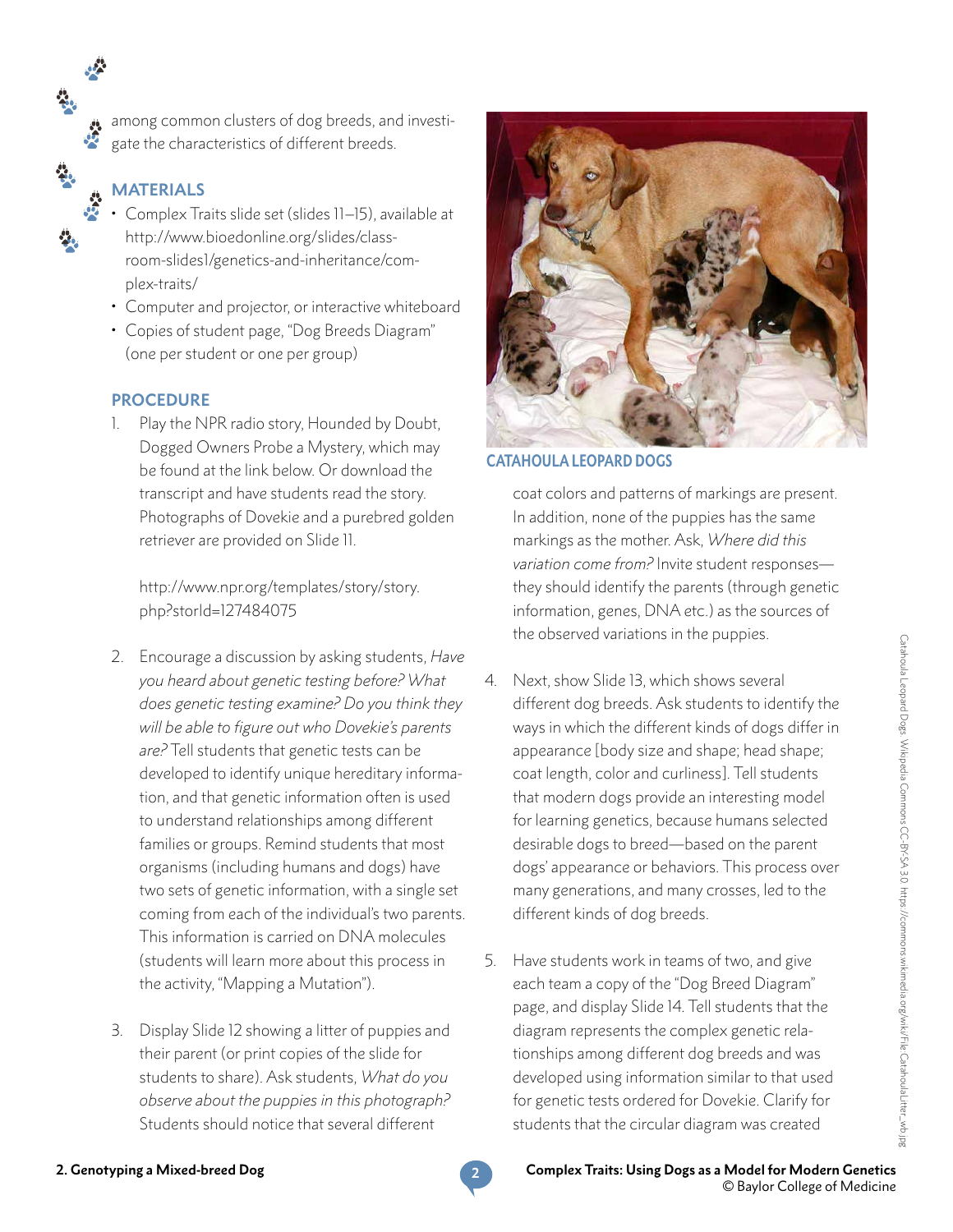among common clusters of dog breeds, and investigate the characteristics of different breeds.

## MATERIALS

- Complex Traits slide set (slides 11–15), available at http://www.bioedonline.org/slides/classroom-slides1/genetics-and-inheritance/complex-traits/
- Computer and projector, or interactive whiteboard
- Copies of student page, "Dog Breeds Diagram" (one per student or one per group)

## PROCEDURE

1. Play the NPR radio story, Hounded by Doubt, Dogged Owners Probe a Mystery, which may be found at the link below. Or download the transcript and have students read the story. Photographs of Dovekie and a purebred golden retriever are provided on Slide 11.

   http://www.npr.org/templates/story/story.php?storId=127484075

2. Encourage a discussion by asking students, *Have you heard about genetic testing before? What does genetic testing examine? Do you think they will be able to figure out who Dovekie's parents are?* Tell students that genetic tests can be developed to identify unique hereditary information, and that genetic information often is used to understand relationships among different families or groups. Remind students that most organisms (including humans and dogs) have two sets of genetic information, with a single set coming from each of the individual's two parents. This information is carried on DNA molecules (students will learn more about this process in the activity, "Mapping a Mutation").

3. Display Slide 12 showing a litter of puppies and their parent (or print copies of the slide for students to share). Ask students, *What do you observe about the puppies in this photograph?* Students should notice that several different coat colors and patterns of markings are present. In addition, none of the puppies has the same markings as the mother. Ask, *Where did this variation come from?* Invite student responses—they should identify the parents (through genetic information, genes, DNA etc.) as the sources of the observed variations in the puppies.

**CATAHOULA LEOPARD DOGS**

Catahoula Leopard Dogs. Wikipedia Commons CC-BY-SA 3.0. https://commons.wikimedia.org/wiki/File:CatahoulaLitter_wb.jpg

4. Next, show Slide 13, which shows several different dog breeds. Ask students to identify the ways in which the different kinds of dogs differ in appearance [body size and shape; head shape; coat length, color and curliness]. Tell students that modern dogs provide an interesting model for learning genetics, because humans selected desirable dogs to breed—based on the parent dogs' appearance or behaviors. This process over many generations, and many crosses, led to the different kinds of dog breeds.

5. Have students work in teams of two, and give each team a copy of the "Dog Breed Diagram" page, and display Slide 14. Tell students that the diagram represents the complex genetic relationships among different dog breeds and was developed using information similar to that used for genetic tests ordered for Dovekie. Clarify for students that the circular diagram was created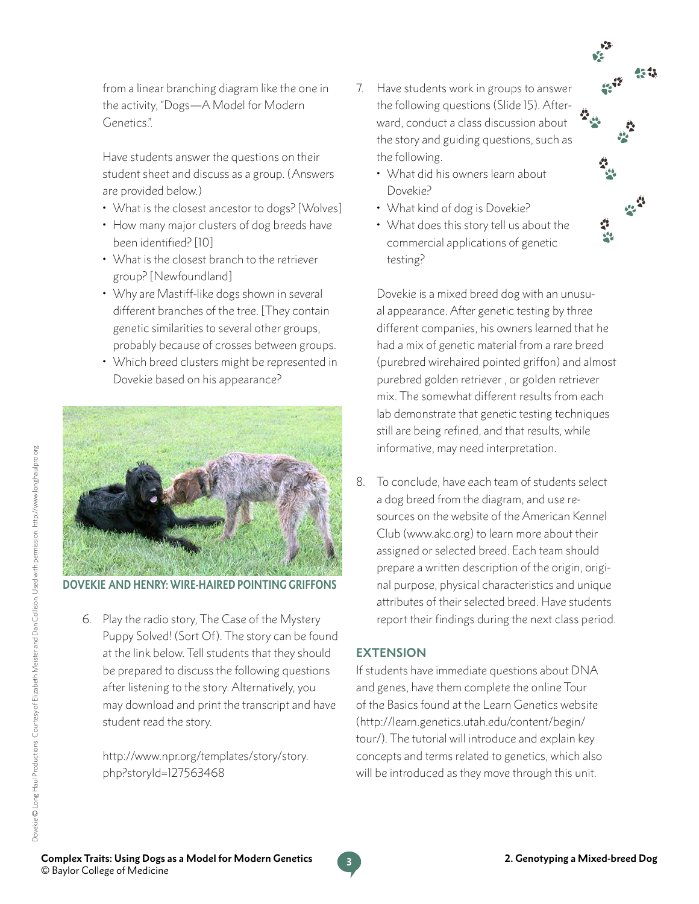from a linear branching diagram like the one in the activity, "Dogs—A Model for Modern Genetics.".

Have students answer the questions on their student sheet and discuss as a group. (Answers are provided below.)

- What is the closest ancestor to dogs? [Wolves]
- How many major clusters of dog breeds have been identified? [10]
- What is the closest branch to the retriever group? [Newfoundland]
- Why are Mastiff-like dogs shown in several different branches of the tree. [They contain genetic similarities to several other groups, probably because of crosses between groups.
- Which breed clusters might be represented in Dovekie based on his appearance?

**DOVEKIE AND HENRY: WIRE-HAIRED POINTING GRIFFONS**

Dovekie © Long Haul Productions. Courtesy of Elizabeth Meister and Dan Collison. Used with permission. http://www.longhaulpro.org

6. Play the radio story, The Case of the Mystery Puppy Solved! (Sort Of). The story can be found at the link below. Tell students that they should be prepared to discuss the following questions after listening to the story. Alternatively, you may download and print the transcript and have student read the story.

   http://www.npr.org/templates/story/story.php?storyId=127563468

7. Have students work in groups to answer the following questions (Slide 15). Afterward, conduct a class discussion about the story and guiding questions, such as the following.
   - What did his owners learn about Dovekie?
   - What kind of dog is Dovekie?
   - What does this story tell us about the commercial applications of genetic testing?

   Dovekie is a mixed breed dog with an unusual appearance. After genetic testing by three different companies, his owners learned that he had a mix of genetic material from a rare breed (purebred wirehaired pointed griffon) and almost purebred golden retriever , or golden retriever mix. The somewhat different results from each lab demonstrate that genetic testing techniques still are being refined, and that results, while informative, may need interpretation.

8. To conclude, have each team of students select a dog breed from the diagram, and use resources on the website of the American Kennel Club (www.akc.org) to learn more about their assigned or selected breed. Each team should prepare a written description of the origin, original purpose, physical characteristics and unique attributes of their selected breed. Have students report their findings during the next class period.

## EXTENSION

If students have immediate questions about DNA and genes, have them complete the online Tour of the Basics found at the Learn Genetics website (http://learn.genetics.utah.edu/content/begin/tour/). The tutorial will introduce and explain key concepts and terms related to genetics, which also will be introduced as they move through this unit.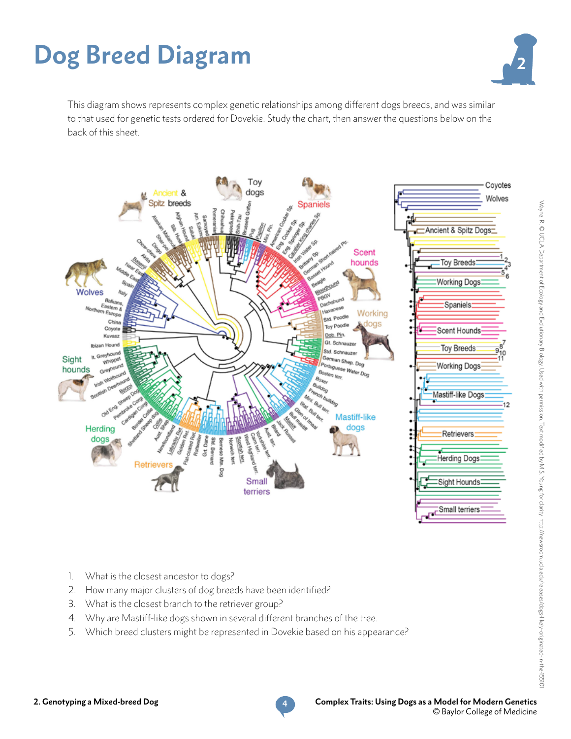# Dog Breed Diagram

This diagram shows represents complex genetic relationships among different dogs breeds, and was similar to that used for genetic tests ordered for Dovekie. Study the chart, then answer the questions below on the back of this sheet.

Ancient & Spitz breeds

Toy dogs

Spaniels

Scent hounds

Working dogs

Mastiff-like dogs

Small terriers

Retrievers

Herding dogs

Sight hounds

Wolves

Alaskan Malamute, Sib. Husky, Afghan Hound, Saluki, Am. Eskimo, Samoyed, Pomeranian, Chihuahua, Pekingese, Shih-Tzu, Brussels Griffon, Pug, Papillon, Mini. Pin., American Cocker Sp., Eng. Cocker Sp., Eng. Springer Sp., Cavalier King charles Sp., Irish Water Sp., Brittany Sp., German Short-haired Ptr., Basset Hound, Beagle, Bloodhound, PBGV, Dachshund, Havanese, Std. Poodle, Toy Poodle, Dob. Pin., Gt. Schnauzer, Std. Schnauzer, German Shep. Dog, Portuguese Water Dog, Boston terr., Boxer, Bulldog, French bulldog, Mini. Bull terr., Staf. Bull terr., Glen of Imaal, Bull mastiff, Mastiff, Jack Russell, Briard, Aust. terr., Yorkshire terr., Cairn terr., West Highland terr., Scottish terr., Norwich terr., Bernese Mtn. Dog, Std. Bernard, Grt. Dane, Rottweiler, Flat-coated Ret., Golden Ret., Labrador Ret., Newfoundland, Aust. Shep., Collie, Shetland Sheep dog, Border Collie, Cardigan Corgi, Pembroke Corgi, Old Eng. Sheep Dog, Borzoi, Scottish Deerhound, Irish Wolfhound, Greyhound, Whippet, It. Greyhound, Ibizan Hound, Kuvasz, Coyote, China, Balkans, Eastern & Northern Europe, Italy, Spain, Middle East, Near East, Basenji, Akita, Dingo, Chow-chow, Shar-pei

Coyotes

Wolves

Ancient & Spitz Dogs

Toy Breeds

1 2 3 4 5 6

Working Dogs

Spaniels

Scent Hounds

Toy Breeds

7 8 9 10 11

Working Dogs

Mastiff-like Dogs

12

Retrievers

Herding Dogs

Sight Hounds

Small terriers

Wayne, R. © UCLA Department of Ecology and Evolutionary Biology. Used with permission. Text modified by M.S. Young for clarity. http://newsroom.ucla.edu/releases/dogs-likely-originated-in-the-15510

1. What is the closest ancestor to dogs?
2. How many major clusters of dog breeds have been identified?
3. What is the closest branch to the retriever group?
4. Why are Mastiff-like dogs shown in several different branches of the tree.
5. Which breed clusters might be represented in Dovekie based on his appearance?